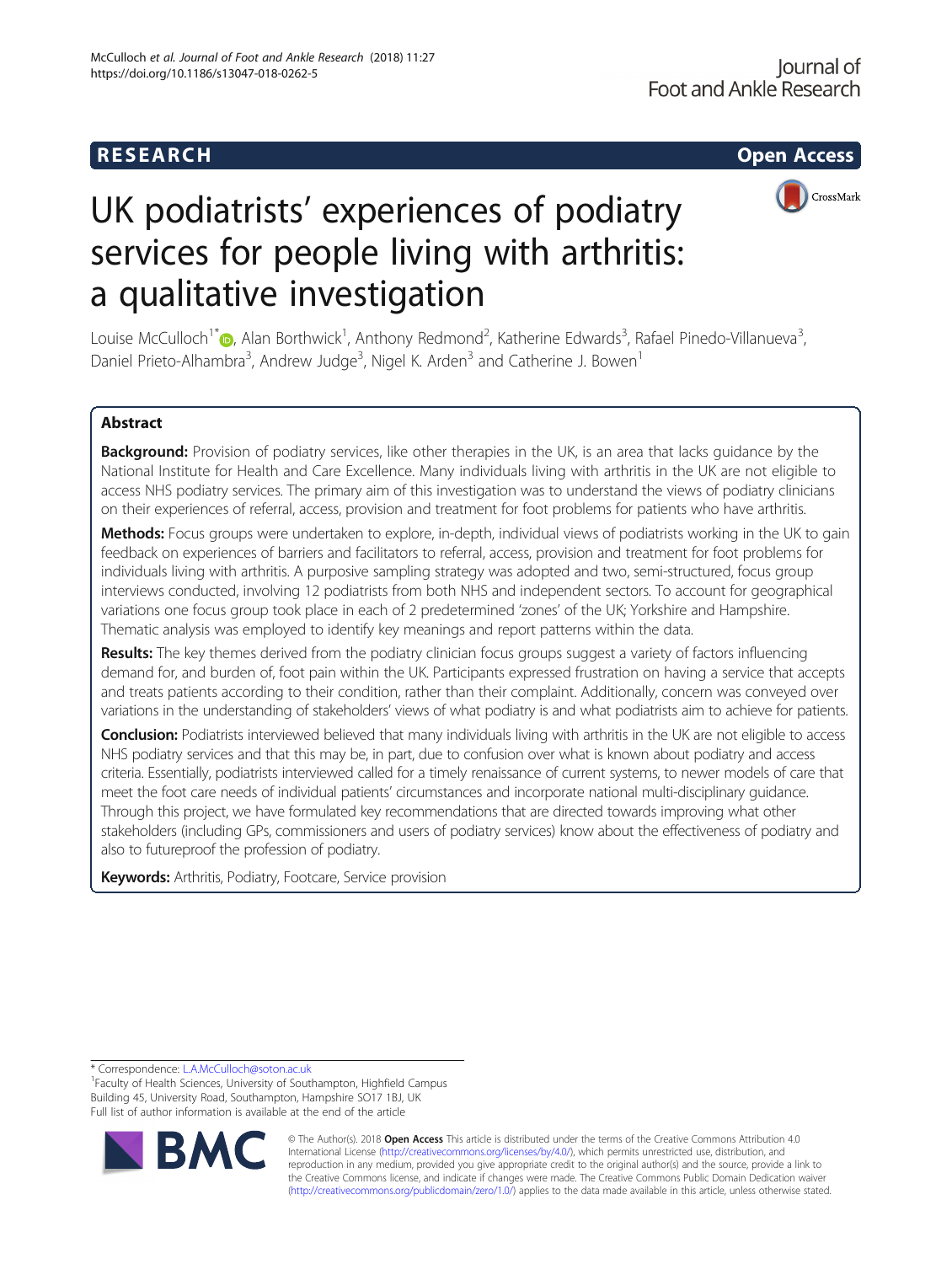RESEARCH Open Access

# UK podiatrists' experiences of podiatry services for people living with arthritis: a qualitative investigation

Louise McCulloch[1*], Alan Borthwick[1], Anthony Redmond[2], Katherine Edwards[3], Rafael Pinedo-Villanueva[3], Daniel Prieto-Alhambra[3], Andrew Judge[3], Nigel K. Arden[3] and Catherine J. Bowen[1]

## Abstract

**Background:** Provision of podiatry services, like other therapies in the UK, is an area that lacks guidance by the National Institute for Health and Care Excellence. Many individuals living with arthritis in the UK are not eligible to access NHS podiatry services. The primary aim of this investigation was to understand the views of podiatry clinicians on their experiences of referral, access, provision and treatment for foot problems for patients who have arthritis.

**Methods:** Focus groups were undertaken to explore, in-depth, individual views of podiatrists working in the UK to gain feedback on experiences of barriers and facilitators to referral, access, provision and treatment for foot problems for individuals living with arthritis. A purposive sampling strategy was adopted and two, semi-structured, focus group interviews conducted, involving 12 podiatrists from both NHS and independent sectors. To account for geographical variations one focus group took place in each of 2 predetermined 'zones' of the UK; Yorkshire and Hampshire. Thematic analysis was employed to identify key meanings and report patterns within the data.

**Results:** The key themes derived from the podiatry clinician focus groups suggest a variety of factors influencing demand for, and burden of, foot pain within the UK. Participants expressed frustration on having a service that accepts and treats patients according to their condition, rather than their complaint. Additionally, concern was conveyed over variations in the understanding of stakeholders' views of what podiatry is and what podiatrists aim to achieve for patients.

**Conclusion:** Podiatrists interviewed believed that many individuals living with arthritis in the UK are not eligible to access NHS podiatry services and that this may be, in part, due to confusion over what is known about podiatry and access criteria. Essentially, podiatrists interviewed called for a timely renaissance of current systems, to newer models of care that meet the foot care needs of individual patients' circumstances and incorporate national multi-disciplinary guidance. Through this project, we have formulated key recommendations that are directed towards improving what other stakeholders (including GPs, commissioners and users of podiatry services) know about the effectiveness of podiatry and also to futureproof the profession of podiatry.

**Keywords:** Arthritis, Podiatry, Footcare, Service provision

\* Correspondence: L.A.McCulloch@soton.ac.uk
[1]Faculty of Health Sciences, University of Southampton, Highfield Campus Building 45, University Road, Southampton, Hampshire SO17 1BJ, UK
Full list of author information is available at the end of the article

© The Author(s). 2018 **Open Access** This article is distributed under the terms of the Creative Commons Attribution 4.0 International License (http://creativecommons.org/licenses/by/4.0/), which permits unrestricted use, distribution, and reproduction in any medium, provided you give appropriate credit to the original author(s) and the source, provide a link to the Creative Commons license, and indicate if changes were made. The Creative Commons Public Domain Dedication waiver (http://creativecommons.org/publicdomain/zero/1.0/) applies to the data made available in this article, unless otherwise stated.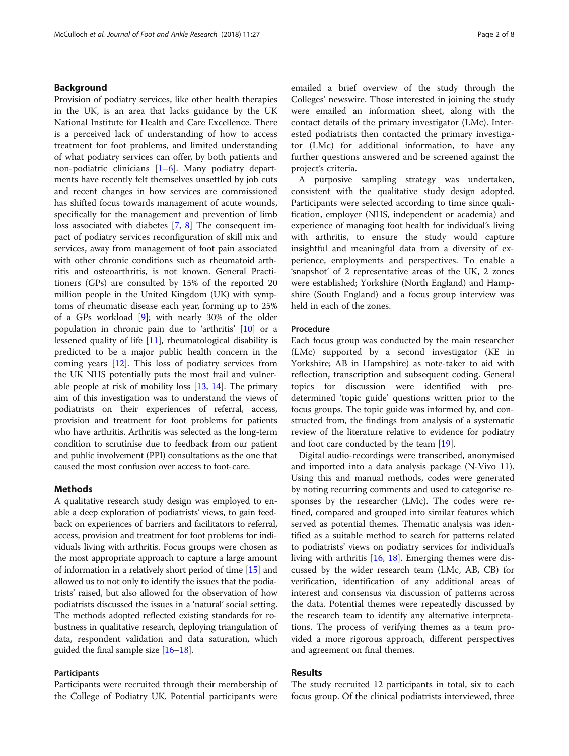## Background

Provision of podiatry services, like other health therapies in the UK, is an area that lacks guidance by the UK National Institute for Health and Care Excellence. There is a perceived lack of understanding of how to access treatment for foot problems, and limited understanding of what podiatry services can offer, by both patients and non-podiatric clinicians [1–6]. Many podiatry departments have recently felt themselves unsettled by job cuts and recent changes in how services are commissioned has shifted focus towards management of acute wounds, specifically for the management and prevention of limb loss associated with diabetes [7, 8] The consequent impact of podiatry services reconfiguration of skill mix and services, away from management of foot pain associated with other chronic conditions such as rheumatoid arthritis and osteoarthritis, is not known. General Practitioners (GPs) are consulted by 15% of the reported 20 million people in the United Kingdom (UK) with symptoms of rheumatic disease each year, forming up to 25% of a GPs workload [9]; with nearly 30% of the older population in chronic pain due to 'arthritis' [10] or a lessened quality of life [11], rheumatological disability is predicted to be a major public health concern in the coming years [12]. This loss of podiatry services from the UK NHS potentially puts the most frail and vulnerable people at risk of mobility loss [13, 14]. The primary aim of this investigation was to understand the views of podiatrists on their experiences of referral, access, provision and treatment for foot problems for patients who have arthritis. Arthritis was selected as the long-term condition to scrutinise due to feedback from our patient and public involvement (PPI) consultations as the one that caused the most confusion over access to foot-care.

## Methods

A qualitative research study design was employed to enable a deep exploration of podiatrists' views, to gain feedback on experiences of barriers and facilitators to referral, access, provision and treatment for foot problems for individuals living with arthritis. Focus groups were chosen as the most appropriate approach to capture a large amount of information in a relatively short period of time [15] and allowed us to not only to identify the issues that the podiatrists' raised, but also allowed for the observation of how podiatrists discussed the issues in a 'natural' social setting. The methods adopted reflected existing standards for robustness in qualitative research, deploying triangulation of data, respondent validation and data saturation, which guided the final sample size [16–18].

### Participants

Participants were recruited through their membership of the College of Podiatry UK. Potential participants were emailed a brief overview of the study through the Colleges' newswire. Those interested in joining the study were emailed an information sheet, along with the contact details of the primary investigator (LMc). Interested podiatrists then contacted the primary investigator (LMc) for additional information, to have any further questions answered and be screened against the project's criteria.

A purposive sampling strategy was undertaken, consistent with the qualitative study design adopted. Participants were selected according to time since qualification, employer (NHS, independent or academia) and experience of managing foot health for individual's living with arthritis, to ensure the study would capture insightful and meaningful data from a diversity of experience, employments and perspectives. To enable a 'snapshot' of 2 representative areas of the UK, 2 zones were established; Yorkshire (North England) and Hampshire (South England) and a focus group interview was held in each of the zones.

### Procedure

Each focus group was conducted by the main researcher (LMc) supported by a second investigator (KE in Yorkshire; AB in Hampshire) as note-taker to aid with reflection, transcription and subsequent coding. General topics for discussion were identified with predetermined 'topic guide' questions written prior to the focus groups. The topic guide was informed by, and constructed from, the findings from analysis of a systematic review of the literature relative to evidence for podiatry and foot care conducted by the team [19].

Digital audio-recordings were transcribed, anonymised and imported into a data analysis package (N-Vivo 11). Using this and manual methods, codes were generated by noting recurring comments and used to categorise responses by the researcher (LMc). The codes were refined, compared and grouped into similar features which served as potential themes. Thematic analysis was identified as a suitable method to search for patterns related to podiatrists' views on podiatry services for individual's living with arthritis [16, 18]. Emerging themes were discussed by the wider research team (LMc, AB, CB) for verification, identification of any additional areas of interest and consensus via discussion of patterns across the data. Potential themes were repeatedly discussed by the research team to identify any alternative interpretations. The process of verifying themes as a team provided a more rigorous approach, different perspectives and agreement on final themes.

## Results

The study recruited 12 participants in total, six to each focus group. Of the clinical podiatrists interviewed, three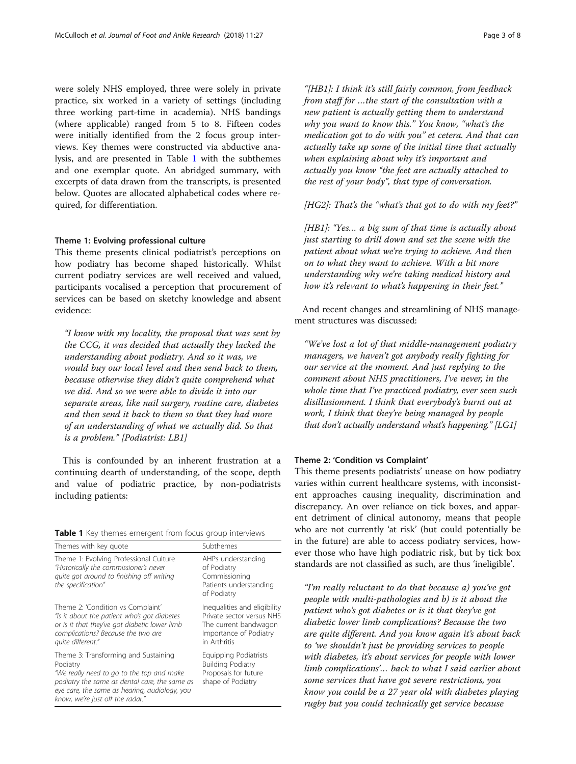were solely NHS employed, three were solely in private practice, six worked in a variety of settings (including three working part-time in academia). NHS bandings (where applicable) ranged from 5 to 8. Fifteen codes were initially identified from the 2 focus group interviews. Key themes were constructed via abductive analysis, and are presented in Table 1 with the subthemes and one exemplar quote. An abridged summary, with excerpts of data drawn from the transcripts, is presented below. Quotes are allocated alphabetical codes where required, for differentiation.

### Theme 1: Evolving professional culture

This theme presents clinical podiatrist's perceptions on how podiatry has become shaped historically. Whilst current podiatry services are well received and valued, participants vocalised a perception that procurement of services can be based on sketchy knowledge and absent evidence:

> *"I know with my locality, the proposal that was sent by the CCG, it was decided that actually they lacked the understanding about podiatry. And so it was, we would buy our local level and then send back to them, because otherwise they didn't quite comprehend what we did. And so we were able to divide it into our separate areas, like nail surgery, routine care, diabetes and then send it back to them so that they had more of an understanding of what we actually did. So that is a problem." [Podiatrist: LB1]*

This is confounded by an inherent frustration at a continuing dearth of understanding, of the scope, depth and value of podiatric practice, by non-podiatrists including patients:

**Table 1** Key themes emergent from focus group interviews

| Themes with key quote | Subthemes |
|---|---|
| Theme 1: Evolving Professional Culture<br>"Historically the commissioner's never quite got around to finishing off writing the specification" | AHPs understanding of Podiatry<br>Commissioning<br>Patients understanding of Podiatry |
| Theme 2: 'Condition vs Complaint'<br>"Is it about the patient who's got diabetes or is it that they've got diabetic lower limb complications? Because the two are quite different." | Inequalities and eligibility<br>Private sector versus NHS<br>The current bandwagon<br>Importance of Podiatry in Arthritis |
| Theme 3: Transforming and Sustaining Podiatry<br>"We really need to go to the top and make podiatry the same as dental care, the same as eye care, the same as hearing, audiology, you know, we're just off the radar." | Equipping Podiatrists<br>Building Podiatry<br>Proposals for future shape of Podiatry |

> *"[HB1]: I think it's still fairly common, from feedback from staff for …the start of the consultation with a new patient is actually getting them to understand why you want to know this." You know, "what's the medication got to do with you" et cetera. And that can actually take up some of the initial time that actually when explaining about why it's important and actually you know "the feet are actually attached to the rest of your body", that type of conversation.*
>
> *[HG2]: That's the "what's that got to do with my feet?"*
>
> *[HB1]: "Yes… a big sum of that time is actually about just starting to drill down and set the scene with the patient about what we're trying to achieve. And then on to what they want to achieve. With a bit more understanding why we're taking medical history and how it's relevant to what's happening in their feet."*

And recent changes and streamlining of NHS management structures was discussed:

> *"We've lost a lot of that middle-management podiatry managers, we haven't got anybody really fighting for our service at the moment. And just replying to the comment about NHS practitioners, I've never, in the whole time that I've practiced podiatry, ever seen such disillusionment. I think that everybody's burnt out at work, I think that they're being managed by people that don't actually understand what's happening." [LG1]*

### Theme 2: 'Condition vs Complaint'

This theme presents podiatrists' unease on how podiatry varies within current healthcare systems, with inconsistent approaches causing inequality, discrimination and discrepancy. An over reliance on tick boxes, and apparent detriment of clinical autonomy, means that people who are not currently 'at risk' (but could potentially be in the future) are able to access podiatry services, however those who have high podiatric risk, but by tick box standards are not classified as such, are thus 'ineligible'.

> *"I'm really reluctant to do that because a) you've got people with multi-pathologies and b) is it about the patient who's got diabetes or is it that they've got diabetic lower limb complications? Because the two are quite different. And you know again it's about back to 'we shouldn't just be providing services to people with diabetes, it's about services for people with lower limb complications'… back to what I said earlier about some services that have got severe restrictions, you know you could be a 27 year old with diabetes playing rugby but you could technically get service because*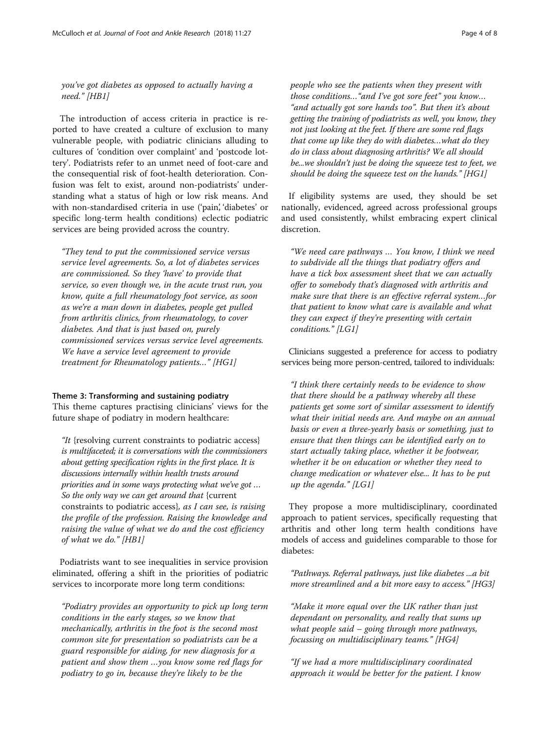*you've got diabetes as opposed to actually having a need." [HB1]*

The introduction of access criteria in practice is reported to have created a culture of exclusion to many vulnerable people, with podiatric clinicians alluding to cultures of 'condition over complaint' and 'postcode lottery'. Podiatrists refer to an unmet need of foot-care and the consequential risk of foot-health deterioration. Confusion was felt to exist, around non-podiatrists' understanding what a status of high or low risk means. And with non-standardised criteria in use ('pain', 'diabetes' or specific long-term health conditions) eclectic podiatric services are being provided across the country.

> *"They tend to put the commissioned service versus service level agreements. So, a lot of diabetes services are commissioned. So they 'have' to provide that service, so even though we, in the acute trust run, you know, quite a full rheumatology foot service, as soon as we're a man down in diabetes, people get pulled from arthritis clinics, from rheumatology, to cover diabetes. And that is just based on, purely commissioned services versus service level agreements. We have a service level agreement to provide treatment for Rheumatology patients…" [HG1]*

#### Theme 3: Transforming and sustaining podiatry

This theme captures practising clinicians' views for the future shape of podiatry in modern healthcare:

> *"It* {resolving current constraints to podiatric access} *is multifaceted; it is conversations with the commissioners about getting specification rights in the first place. It is discussions internally within health trusts around priorities and in some ways protecting what we've got … So the only way we can get around that* {current constraints to podiatric access}*, as I can see, is raising the profile of the profession. Raising the knowledge and raising the value of what we do and the cost efficiency of what we do." [HB1]*

Podiatrists want to see inequalities in service provision eliminated, offering a shift in the priorities of podiatric services to incorporate more long term conditions:

> *"Podiatry provides an opportunity to pick up long term conditions in the early stages, so we know that mechanically, arthritis in the foot is the second most common site for presentation so podiatrists can be a guard responsible for aiding, for new diagnosis for a patient and show them …you know some red flags for podiatry to go in, because they're likely to be the people who see the patients when they present with those conditions…"and I've got sore feet" you know… "and actually got sore hands too". But then it's about getting the training of podiatrists as well, you know, they not just looking at the feet. If there are some red flags that come up like they do with diabetes…what do they do in class about diagnosing arthritis? We all should be...we shouldn't just be doing the squeeze test to feet, we should be doing the squeeze test on the hands." [HG1]*

If eligibility systems are used, they should be set nationally, evidenced, agreed across professional groups and used consistently, whilst embracing expert clinical discretion.

> *"We need care pathways … You know, I think we need to subdivide all the things that podiatry offers and have a tick box assessment sheet that we can actually offer to somebody that's diagnosed with arthritis and make sure that there is an effective referral system…for that patient to know what care is available and what they can expect if they're presenting with certain conditions." [LG1]*

Clinicians suggested a preference for access to podiatry services being more person-centred, tailored to individuals:

> *"I think there certainly needs to be evidence to show that there should be a pathway whereby all these patients get some sort of similar assessment to identify what their initial needs are. And maybe on an annual basis or even a three-yearly basis or something, just to ensure that then things can be identified early on to start actually taking place, whether it be footwear, whether it be on education or whether they need to change medication or whatever else... It has to be put up the agenda." [LG1]*

They propose a more multidisciplinary, coordinated approach to patient services, specifically requesting that arthritis and other long term health conditions have models of access and guidelines comparable to those for diabetes:

> *"Pathways. Referral pathways, just like diabetes ...a bit more streamlined and a bit more easy to access." [HG3]*

> *"Make it more equal over the UK rather than just dependant on personality, and really that sums up what people said – going through more pathways, focussing on multidisciplinary teams." [HG4]*

> *"If we had a more multidisciplinary coordinated approach it would be better for the patient. I know*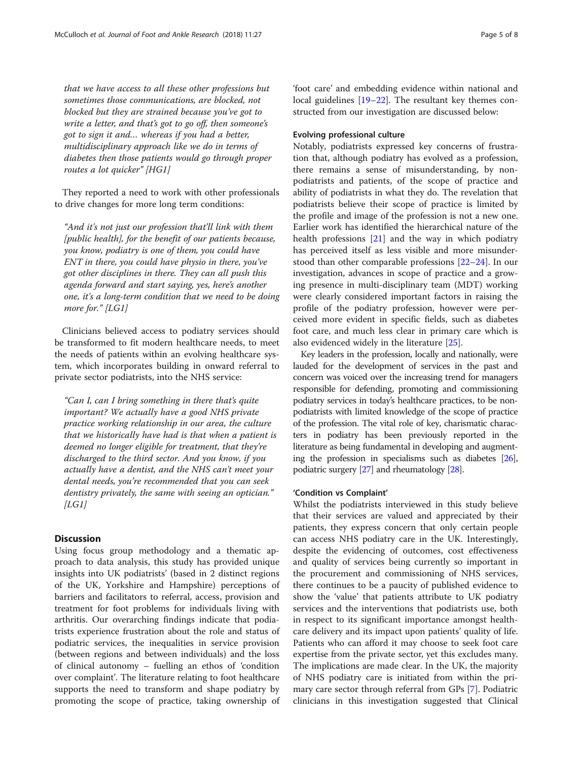*that we have access to all these other professions but sometimes those communications, are blocked, not blocked but they are strained because you've got to write a letter, and that's got to go off, then someone's got to sign it and… whereas if you had a better, multidisciplinary approach like we do in terms of diabetes then those patients would go through proper routes a lot quicker" [HG1]*

They reported a need to work with other professionals to drive changes for more long term conditions:

*"And it's not just our profession that'll link with them [public health], for the benefit of our patients because, you know, podiatry is one of them, you could have ENT in there, you could have physio in there, you've got other disciplines in there. They can all push this agenda forward and start saying, yes, here's another one, it's a long-term condition that we need to be doing more for." [LG1]*

Clinicians believed access to podiatry services should be transformed to fit modern healthcare needs, to meet the needs of patients within an evolving healthcare system, which incorporates building in onward referral to private sector podiatrists, into the NHS service:

*"Can I, can I bring something in there that's quite important? We actually have a good NHS private practice working relationship in our area, the culture that we historically have had is that when a patient is deemed no longer eligible for treatment, that they're discharged to the third sector. And you know, if you actually have a dentist, and the NHS can't meet your dental needs, you're recommended that you can seek dentistry privately, the same with seeing an optician." [LG1]*

## Discussion

Using focus group methodology and a thematic approach to data analysis, this study has provided unique insights into UK podiatrists' (based in 2 distinct regions of the UK, Yorkshire and Hampshire) perceptions of barriers and facilitators to referral, access, provision and treatment for foot problems for individuals living with arthritis. Our overarching findings indicate that podiatrists experience frustration about the role and status of podiatric services, the inequalities in service provision (between regions and between individuals) and the loss of clinical autonomy – fuelling an ethos of 'condition over complaint'. The literature relating to foot healthcare supports the need to transform and shape podiatry by promoting the scope of practice, taking ownership of 'foot care' and embedding evidence within national and local guidelines [19–22]. The resultant key themes constructed from our investigation are discussed below:

### Evolving professional culture

Notably, podiatrists expressed key concerns of frustration that, although podiatry has evolved as a profession, there remains a sense of misunderstanding, by non-podiatrists and patients, of the scope of practice and ability of podiatrists in what they do. The revelation that podiatrists believe their scope of practice is limited by the profile and image of the profession is not a new one. Earlier work has identified the hierarchical nature of the health professions [21] and the way in which podiatry has perceived itself as less visible and more misunderstood than other comparable professions [22–24]. In our investigation, advances in scope of practice and a growing presence in multi-disciplinary team (MDT) working were clearly considered important factors in raising the profile of the podiatry profession, however were perceived more evident in specific fields, such as diabetes foot care, and much less clear in primary care which is also evidenced widely in the literature [25].

Key leaders in the profession, locally and nationally, were lauded for the development of services in the past and concern was voiced over the increasing trend for managers responsible for defending, promoting and commissioning podiatry services in today's healthcare practices, to be non-podiatrists with limited knowledge of the scope of practice of the profession. The vital role of key, charismatic characters in podiatry has been previously reported in the literature as being fundamental in developing and augmenting the profession in specialisms such as diabetes [26], podiatric surgery [27] and rheumatology [28].

### 'Condition vs Complaint'

Whilst the podiatrists interviewed in this study believe that their services are valued and appreciated by their patients, they express concern that only certain people can access NHS podiatry care in the UK. Interestingly, despite the evidencing of outcomes, cost effectiveness and quality of services being currently so important in the procurement and commissioning of NHS services, there continues to be a paucity of published evidence to show the 'value' that patients attribute to UK podiatry services and the interventions that podiatrists use, both in respect to its significant importance amongst healthcare delivery and its impact upon patients' quality of life. Patients who can afford it may choose to seek foot care expertise from the private sector, yet this excludes many. The implications are made clear. In the UK, the majority of NHS podiatry care is initiated from within the primary care sector through referral from GPs [7]. Podiatric clinicians in this investigation suggested that Clinical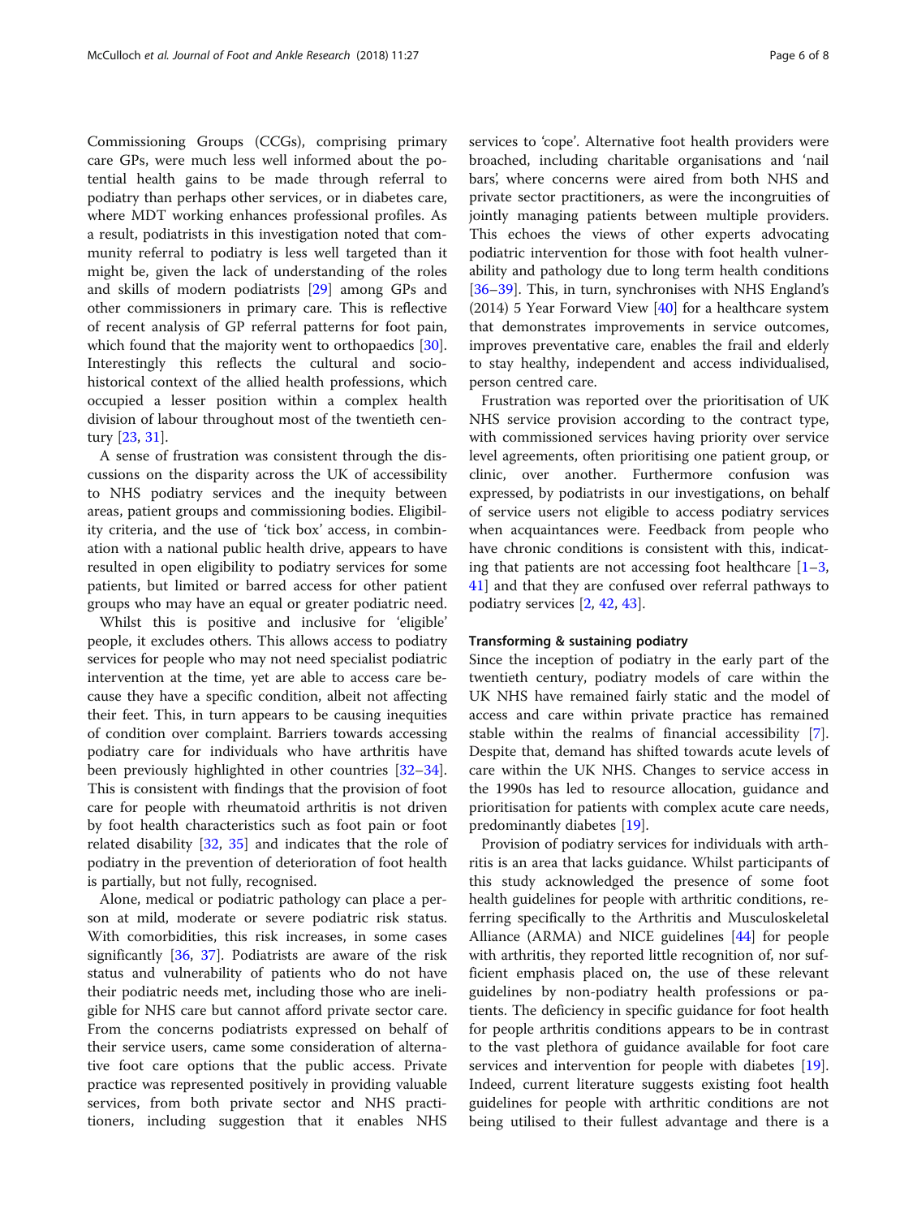Commissioning Groups (CCGs), comprising primary care GPs, were much less well informed about the potential health gains to be made through referral to podiatry than perhaps other services, or in diabetes care, where MDT working enhances professional profiles. As a result, podiatrists in this investigation noted that community referral to podiatry is less well targeted than it might be, given the lack of understanding of the roles and skills of modern podiatrists [29] among GPs and other commissioners in primary care. This is reflective of recent analysis of GP referral patterns for foot pain, which found that the majority went to orthopaedics [30]. Interestingly this reflects the cultural and socio-historical context of the allied health professions, which occupied a lesser position within a complex health division of labour throughout most of the twentieth century [23, 31].

A sense of frustration was consistent through the discussions on the disparity across the UK of accessibility to NHS podiatry services and the inequity between areas, patient groups and commissioning bodies. Eligibility criteria, and the use of 'tick box' access, in combination with a national public health drive, appears to have resulted in open eligibility to podiatry services for some patients, but limited or barred access for other patient groups who may have an equal or greater podiatric need.

Whilst this is positive and inclusive for 'eligible' people, it excludes others. This allows access to podiatry services for people who may not need specialist podiatric intervention at the time, yet are able to access care because they have a specific condition, albeit not affecting their feet. This, in turn appears to be causing inequities of condition over complaint. Barriers towards accessing podiatry care for individuals who have arthritis have been previously highlighted in other countries [32–34]. This is consistent with findings that the provision of foot care for people with rheumatoid arthritis is not driven by foot health characteristics such as foot pain or foot related disability [32, 35] and indicates that the role of podiatry in the prevention of deterioration of foot health is partially, but not fully, recognised.

Alone, medical or podiatric pathology can place a person at mild, moderate or severe podiatric risk status. With comorbidities, this risk increases, in some cases significantly [36, 37]. Podiatrists are aware of the risk status and vulnerability of patients who do not have their podiatric needs met, including those who are ineligible for NHS care but cannot afford private sector care. From the concerns podiatrists expressed on behalf of their service users, came some consideration of alternative foot care options that the public access. Private practice was represented positively in providing valuable services, from both private sector and NHS practitioners, including suggestion that it enables NHS services to 'cope'. Alternative foot health providers were broached, including charitable organisations and 'nail bars', where concerns were aired from both NHS and private sector practitioners, as were the incongruities of jointly managing patients between multiple providers. This echoes the views of other experts advocating podiatric intervention for those with foot health vulnerability and pathology due to long term health conditions [36–39]. This, in turn, synchronises with NHS England's (2014) 5 Year Forward View [40] for a healthcare system that demonstrates improvements in service outcomes, improves preventative care, enables the frail and elderly to stay healthy, independent and access individualised, person centred care.

Frustration was reported over the prioritisation of UK NHS service provision according to the contract type, with commissioned services having priority over service level agreements, often prioritising one patient group, or clinic, over another. Furthermore confusion was expressed, by podiatrists in our investigations, on behalf of service users not eligible to access podiatry services when acquaintances were. Feedback from people who have chronic conditions is consistent with this, indicating that patients are not accessing foot healthcare [1–3, 41] and that they are confused over referral pathways to podiatry services [2, 42, 43].

### Transforming & sustaining podiatry

Since the inception of podiatry in the early part of the twentieth century, podiatry models of care within the UK NHS have remained fairly static and the model of access and care within private practice has remained stable within the realms of financial accessibility [7]. Despite that, demand has shifted towards acute levels of care within the UK NHS. Changes to service access in the 1990s has led to resource allocation, guidance and prioritisation for patients with complex acute care needs, predominantly diabetes [19].

Provision of podiatry services for individuals with arthritis is an area that lacks guidance. Whilst participants of this study acknowledged the presence of some foot health guidelines for people with arthritic conditions, referring specifically to the Arthritis and Musculoskeletal Alliance (ARMA) and NICE guidelines [44] for people with arthritis, they reported little recognition of, nor sufficient emphasis placed on, the use of these relevant guidelines by non-podiatry health professions or patients. The deficiency in specific guidance for foot health for people arthritis conditions appears to be in contrast to the vast plethora of guidance available for foot care services and intervention for people with diabetes [19]. Indeed, current literature suggests existing foot health guidelines for people with arthritic conditions are not being utilised to their fullest advantage and there is a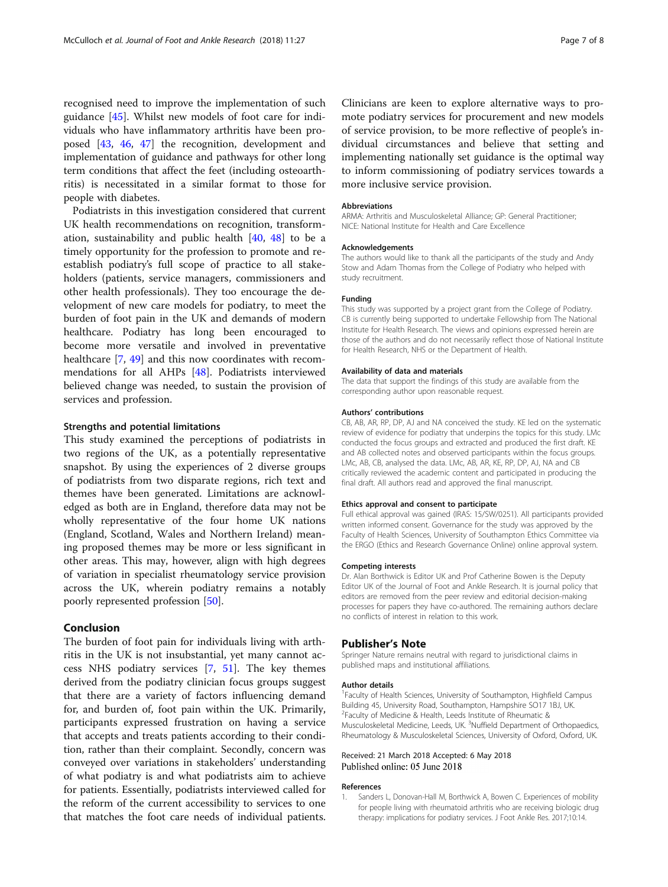recognised need to improve the implementation of such guidance [45]. Whilst new models of foot care for individuals who have inflammatory arthritis have been proposed [43, 46, 47] the recognition, development and implementation of guidance and pathways for other long term conditions that affect the feet (including osteoarthritis) is necessitated in a similar format to those for people with diabetes.

Podiatrists in this investigation considered that current UK health recommendations on recognition, transformation, sustainability and public health [40, 48] to be a timely opportunity for the profession to promote and re-establish podiatry's full scope of practice to all stakeholders (patients, service managers, commissioners and other health professionals). They too encourage the development of new care models for podiatry, to meet the burden of foot pain in the UK and demands of modern healthcare. Podiatry has long been encouraged to become more versatile and involved in preventative healthcare [7, 49] and this now coordinates with recommendations for all AHPs [48]. Podiatrists interviewed believed change was needed, to sustain the provision of services and profession.

### Strengths and potential limitations

This study examined the perceptions of podiatrists in two regions of the UK, as a potentially representative snapshot. By using the experiences of 2 diverse groups of podiatrists from two disparate regions, rich text and themes have been generated. Limitations are acknowledged as both are in England, therefore data may not be wholly representative of the four home UK nations (England, Scotland, Wales and Northern Ireland) meaning proposed themes may be more or less significant in other areas. This may, however, align with high degrees of variation in specialist rheumatology service provision across the UK, wherein podiatry remains a notably poorly represented profession [50].

## Conclusion

The burden of foot pain for individuals living with arthritis in the UK is not insubstantial, yet many cannot access NHS podiatry services [7, 51]. The key themes derived from the podiatry clinician focus groups suggest that there are a variety of factors influencing demand for, and burden of, foot pain within the UK. Primarily, participants expressed frustration on having a service that accepts and treats patients according to their condition, rather than their complaint. Secondly, concern was conveyed over variations in stakeholders' understanding of what podiatry is and what podiatrists aim to achieve for patients. Essentially, podiatrists interviewed called for the reform of the current accessibility to services to one that matches the foot care needs of individual patients. Clinicians are keen to explore alternative ways to promote podiatry services for procurement and new models of service provision, to be more reflective of people's individual circumstances and believe that setting and implementing nationally set guidance is the optimal way to inform commissioning of podiatry services towards a more inclusive service provision.

#### Abbreviations

ARMA: Arthritis and Musculoskeletal Alliance; GP: General Practitioner; NICE: National Institute for Health and Care Excellence

#### Acknowledgements

The authors would like to thank all the participants of the study and Andy Stow and Adam Thomas from the College of Podiatry who helped with study recruitment.

#### Funding

This study was supported by a project grant from the College of Podiatry. CB is currently being supported to undertake Fellowship from The National Institute for Health Research. The views and opinions expressed herein are those of the authors and do not necessarily reflect those of National Institute for Health Research, NHS or the Department of Health.

#### Availability of data and materials

The data that support the findings of this study are available from the corresponding author upon reasonable request.

#### Authors' contributions

CB, AB, AR, RP, DP, AJ and NA conceived the study. KE led on the systematic review of evidence for podiatry that underpins the topics for this study. LMc conducted the focus groups and extracted and produced the first draft. KE and AB collected notes and observed participants within the focus groups. LMc, AB, CB, analysed the data. LMc, AB, AR, KE, RP, DP, AJ, NA and CB critically reviewed the academic content and participated in producing the final draft. All authors read and approved the final manuscript.

#### Ethics approval and consent to participate

Full ethical approval was gained (IRAS: 15/SW/0251). All participants provided written informed consent. Governance for the study was approved by the Faculty of Health Sciences, University of Southampton Ethics Committee via the ERGO (Ethics and Research Governance Online) online approval system.

#### Competing interests

Dr. Alan Borthwick is Editor UK and Prof Catherine Bowen is the Deputy Editor UK of the Journal of Foot and Ankle Research. It is journal policy that editors are removed from the peer review and editorial decision-making processes for papers they have co-authored. The remaining authors declare no conflicts of interest in relation to this work.

## Publisher's Note

Springer Nature remains neutral with regard to jurisdictional claims in published maps and institutional affiliations.

#### Author details

[1]Faculty of Health Sciences, University of Southampton, Highfield Campus Building 45, University Road, Southampton, Hampshire SO17 1BJ, UK. [2]Faculty of Medicine & Health, Leeds Institute of Rheumatic & Musculoskeletal Medicine, Leeds, UK. [3]Nuffield Department of Orthopaedics, Rheumatology & Musculoskeletal Sciences, University of Oxford, Oxford, UK.

Received: 21 March 2018 Accepted: 6 May 2018
Published online: 05 June 2018

#### References

1. Sanders L, Donovan-Hall M, Borthwick A, Bowen C. Experiences of mobility for people living with rheumatoid arthritis who are receiving biologic drug therapy: implications for podiatry services. J Foot Ankle Res. 2017;10:14.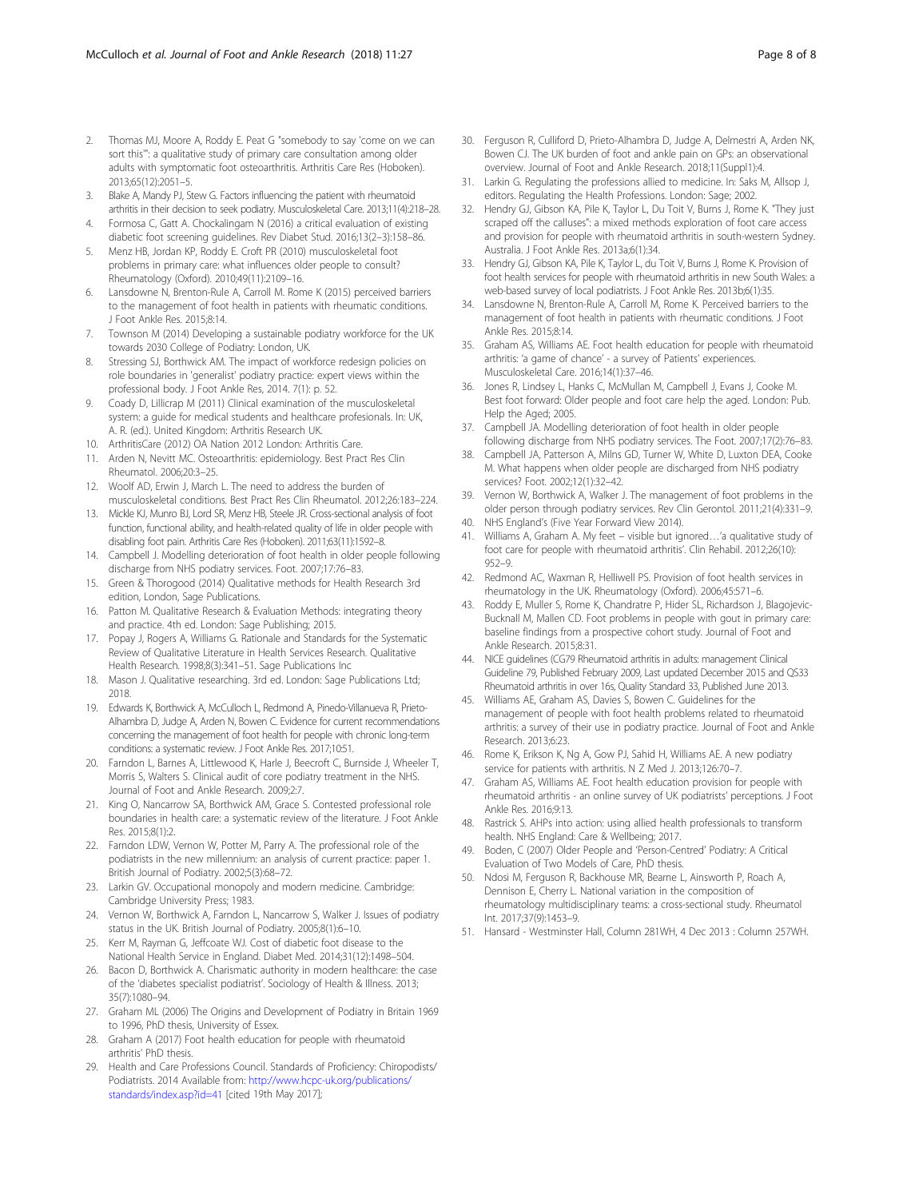2. Thomas MJ, Moore A, Roddy E. Peat G "somebody to say 'come on we can sort this'": a qualitative study of primary care consultation among older adults with symptomatic foot osteoarthritis. Arthritis Care Res (Hoboken). 2013;65(12):2051–5.
3. Blake A, Mandy PJ, Stew G. Factors influencing the patient with rheumatoid arthritis in their decision to seek podiatry. Musculoskeletal Care. 2013;11(4):218–28.
4. Formosa C, Gatt A. Chockalingam N (2016) a critical evaluation of existing diabetic foot screening guidelines. Rev Diabet Stud. 2016;13(2–3):158–86.
5. Menz HB, Jordan KP, Roddy E. Croft PR (2010) musculoskeletal foot problems in primary care: what influences older people to consult? Rheumatology (Oxford). 2010;49(11):2109–16.
6. Lansdowne N, Brenton-Rule A, Carroll M. Rome K (2015) perceived barriers to the management of foot health in patients with rheumatic conditions. J Foot Ankle Res. 2015;8:14.
7. Townson M (2014) Developing a sustainable podiatry workforce for the UK towards 2030 College of Podiatry: London, UK.
8. Stressing SJ, Borthwick AM. The impact of workforce redesign policies on role boundaries in 'generalist' podiatry practice: expert views within the professional body. J Foot Ankle Res, 2014. 7(1): p. 52.
9. Coady D, Lillicrap M (2011) Clinical examination of the musculoskeletal system: a guide for medical students and healthcare profesionals. In: UK, A. R. (ed.). United Kingdom: Arthritis Research UK.
10. ArthritisCare (2012) OA Nation 2012 London: Arthritis Care.
11. Arden N, Nevitt MC. Osteoarthritis: epidemiology. Best Pract Res Clin Rheumatol. 2006;20:3–25.
12. Woolf AD, Erwin J, March L. The need to address the burden of musculoskeletal conditions. Best Pract Res Clin Rheumatol. 2012;26:183–224.
13. Mickle KJ, Munro BJ, Lord SR, Menz HB, Steele JR. Cross-sectional analysis of foot function, functional ability, and health-related quality of life in older people with disabling foot pain. Arthritis Care Res (Hoboken). 2011;63(11):1592–8.
14. Campbell J. Modelling deterioration of foot health in older people following discharge from NHS podiatry services. Foot. 2007;17:76–83.
15. Green & Thorogood (2014) Qualitative methods for Health Research 3rd edition, London, Sage Publications.
16. Patton M. Qualitative Research & Evaluation Methods: integrating theory and practice. 4th ed. London: Sage Publishing; 2015.
17. Popay J, Rogers A, Williams G. Rationale and Standards for the Systematic Review of Qualitative Literature in Health Services Research. Qualitative Health Research. 1998;8(3):341–51. Sage Publications Inc
18. Mason J. Qualitative researching. 3rd ed. London: Sage Publications Ltd; 2018.
19. Edwards K, Borthwick A, McCulloch L, Redmond A, Pinedo-Villanueva R, Prieto-Alhambra D, Judge A, Arden N, Bowen C. Evidence for current recommendations concerning the management of foot health for people with chronic long-term conditions: a systematic review. J Foot Ankle Res. 2017;10:51.
20. Farndon L, Barnes A, Littlewood K, Harle J, Beecroft C, Burnside J, Wheeler T, Morris S, Walters S. Clinical audit of core podiatry treatment in the NHS. Journal of Foot and Ankle Research. 2009;2:7.
21. King O, Nancarrow SA, Borthwick AM, Grace S. Contested professional role boundaries in health care: a systematic review of the literature. J Foot Ankle Res. 2015;8(1):2.
22. Farndon LDW, Vernon W, Potter M, Parry A. The professional role of the podiatrists in the new millennium: an analysis of current practice: paper 1. British Journal of Podiatry. 2002;5(3):68–72.
23. Larkin GV. Occupational monopoly and modern medicine. Cambridge: Cambridge University Press; 1983.
24. Vernon W, Borthwick A, Farndon L, Nancarrow S, Walker J. Issues of podiatry status in the UK. British Journal of Podiatry. 2005;8(1):6–10.
25. Kerr M, Rayman G, Jeffcoate WJ. Cost of diabetic foot disease to the National Health Service in England. Diabet Med. 2014;31(12):1498–504.
26. Bacon D, Borthwick A. Charismatic authority in modern healthcare: the case of the 'diabetes specialist podiatrist'. Sociology of Health & Illness. 2013; 35(7):1080–94.
27. Graham ML (2006) The Origins and Development of Podiatry in Britain 1969 to 1996, PhD thesis, University of Essex.
28. Graham A (2017) Foot health education for people with rheumatoid arthritis' PhD thesis.
29. Health and Care Professions Council. Standards of Proficiency: Chiropodists/ Podiatrists. 2014 Available from: http://www.hcpc-uk.org/publications/standards/index.asp?id=41 [cited 19th May 2017];
30. Ferguson R, Culliford D, Prieto-Alhambra D, Judge A, Delmestri A, Arden NK, Bowen CJ. The UK burden of foot and ankle pain on GPs: an observational overview. Journal of Foot and Ankle Research. 2018;11(Suppl1):4.
31. Larkin G. Regulating the professions allied to medicine. In: Saks M, Allsop J, editors. Regulating the Health Professions. London: Sage; 2002.
32. Hendry GJ, Gibson KA, Pile K, Taylor L, Du Toit V, Burns J, Rome K. "They just scraped off the calluses": a mixed methods exploration of foot care access and provision for people with rheumatoid arthritis in south-western Sydney. Australia. J Foot Ankle Res. 2013a;6(1):34.
33. Hendry GJ, Gibson KA, Pile K, Taylor L, du Toit V, Burns J, Rome K. Provision of foot health services for people with rheumatoid arthritis in new South Wales: a web-based survey of local podiatrists. J Foot Ankle Res. 2013b;6(1):35.
34. Lansdowne N, Brenton-Rule A, Carroll M, Rome K. Perceived barriers to the management of foot health in patients with rheumatic conditions. J Foot Ankle Res. 2015;8:14.
35. Graham AS, Williams AE. Foot health education for people with rheumatoid arthritis: 'a game of chance' - a survey of Patients' experiences. Musculoskeletal Care. 2016;14(1):37–46.
36. Jones R, Lindsey L, Hanks C, McMullan M, Campbell J, Evans J, Cooke M. Best foot forward: Older people and foot care help the aged. London: Pub. Help the Aged; 2005.
37. Campbell JA. Modelling deterioration of foot health in older people following discharge from NHS podiatry services. The Foot. 2007;17(2):76–83.
38. Campbell JA, Patterson A, Milns GD, Turner W, White D, Luxton DEA, Cooke M. What happens when older people are discharged from NHS podiatry services? Foot. 2002;12(1):32–42.
39. Vernon W, Borthwick A, Walker J. The management of foot problems in the older person through podiatry services. Rev Clin Gerontol. 2011;21(4):331–9.
40. NHS England's (Five Year Forward View 2014).
41. Williams A, Graham A. My feet – visible but ignored…'a qualitative study of foot care for people with rheumatoid arthritis'. Clin Rehabil. 2012;26(10): 952–9.
42. Redmond AC, Waxman R, Helliwell PS. Provision of foot health services in rheumatology in the UK. Rheumatology (Oxford). 2006;45:571–6.
43. Roddy E, Muller S, Rome K, Chandratre P, Hider SL, Richardson J, Blagojevic-Bucknall M, Mallen CD. Foot problems in people with gout in primary care: baseline findings from a prospective cohort study. Journal of Foot and Ankle Research. 2015;8:31.
44. NICE guidelines (CG79 Rheumatoid arthritis in adults: management Clinical Guideline 79, Published February 2009, Last updated December 2015 and QS33 Rheumatoid arthritis in over 16s, Quality Standard 33, Published June 2013.
45. Williams AE, Graham AS, Davies S, Bowen C. Guidelines for the management of people with foot health problems related to rheumatoid arthritis: a survey of their use in podiatry practice. Journal of Foot and Ankle Research. 2013;6:23.
46. Rome K, Erikson K, Ng A, Gow PJ, Sahid H, Williams AE. A new podiatry service for patients with arthritis. N Z Med J. 2013;126:70–7.
47. Graham AS, Williams AE. Foot health education provision for people with rheumatoid arthritis - an online survey of UK podiatrists' perceptions. J Foot Ankle Res. 2016;9:13.
48. Rastrick S. AHPs into action: using allied health professionals to transform health. NHS England: Care & Wellbeing; 2017.
49. Boden, C (2007) Older People and 'Person-Centred' Podiatry: A Critical Evaluation of Two Models of Care, PhD thesis.
50. Ndosi M, Ferguson R, Backhouse MR, Bearne L, Ainsworth P, Roach A, Dennison E, Cherry L. National variation in the composition of rheumatology multidisciplinary teams: a cross-sectional study. Rheumatol Int. 2017;37(9):1453–9.
51. Hansard - Westminster Hall, Column 281WH, 4 Dec 2013 : Column 257WH.